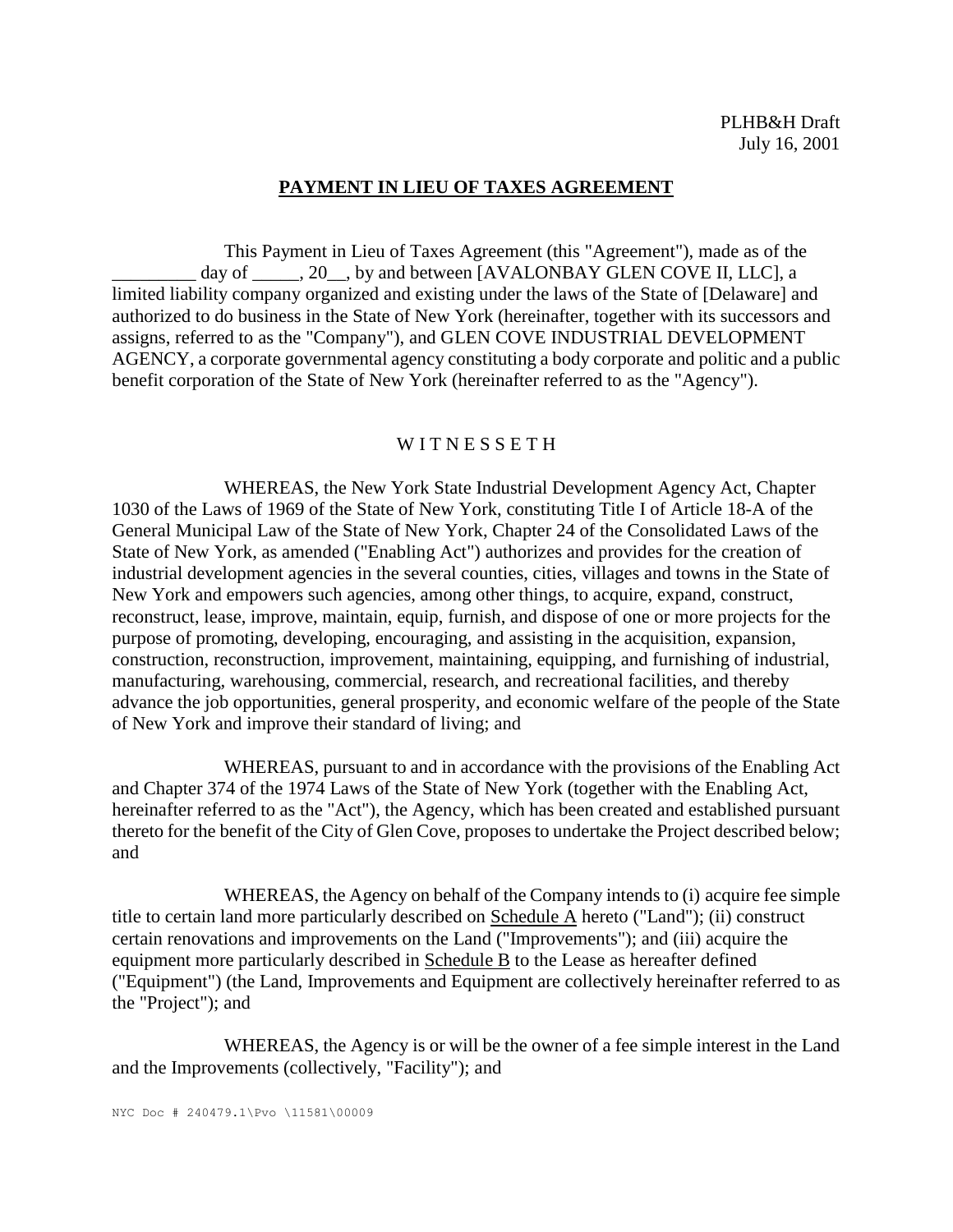PLHB&H Draft
July 16, 2001

# PAYMENT IN LIEU OF TAXES AGREEMENT

This Payment in Lieu of Taxes Agreement (this "Agreement"), made as of the _________ day of _____, 20__, by and between [AVALONBAY GLEN COVE II, LLC], a limited liability company organized and existing under the laws of the State of [Delaware] and authorized to do business in the State of New York (hereinafter, together with its successors and assigns, referred to as the "Company"), and GLEN COVE INDUSTRIAL DEVELOPMENT AGENCY, a corporate governmental agency constituting a body corporate and politic and a public benefit corporation of the State of New York (hereinafter referred to as the "Agency").

W I T N E S S E T H

WHEREAS, the New York State Industrial Development Agency Act, Chapter 1030 of the Laws of 1969 of the State of New York, constituting Title I of Article 18-A of the General Municipal Law of the State of New York, Chapter 24 of the Consolidated Laws of the State of New York, as amended ("Enabling Act") authorizes and provides for the creation of industrial development agencies in the several counties, cities, villages and towns in the State of New York and empowers such agencies, among other things, to acquire, expand, construct, reconstruct, lease, improve, maintain, equip, furnish, and dispose of one or more projects for the purpose of promoting, developing, encouraging, and assisting in the acquisition, expansion, construction, reconstruction, improvement, maintaining, equipping, and furnishing of industrial, manufacturing, warehousing, commercial, research, and recreational facilities, and thereby advance the job opportunities, general prosperity, and economic welfare of the people of the State of New York and improve their standard of living; and

WHEREAS, pursuant to and in accordance with the provisions of the Enabling Act and Chapter 374 of the 1974 Laws of the State of New York (together with the Enabling Act, hereinafter referred to as the "Act"), the Agency, which has been created and established pursuant thereto for the benefit of the City of Glen Cove, proposes to undertake the Project described below; and

WHEREAS, the Agency on behalf of the Company intends to (i) acquire fee simple title to certain land more particularly described on Schedule A hereto ("Land"); (ii) construct certain renovations and improvements on the Land ("Improvements"); and (iii) acquire the equipment more particularly described in Schedule B to the Lease as hereafter defined ("Equipment") (the Land, Improvements and Equipment are collectively hereinafter referred to as the "Project"); and

WHEREAS, the Agency is or will be the owner of a fee simple interest in the Land and the Improvements (collectively, "Facility"); and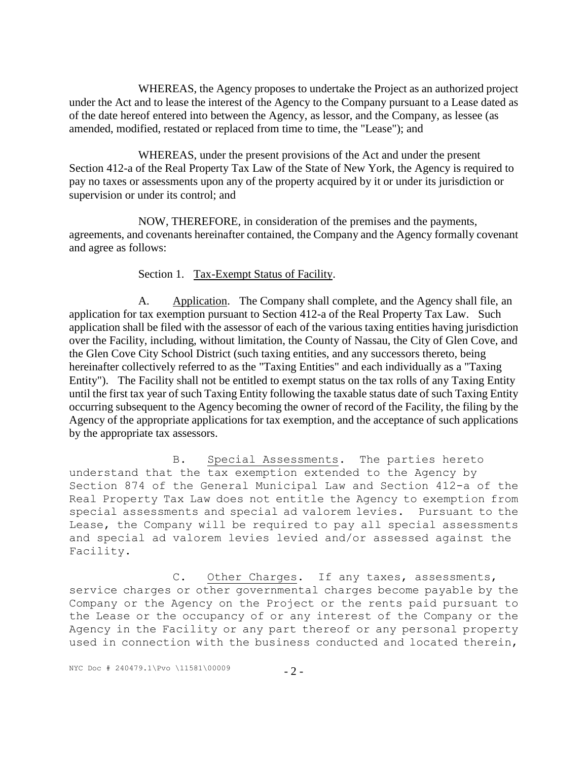WHEREAS, the Agency proposes to undertake the Project as an authorized project under the Act and to lease the interest of the Agency to the Company pursuant to a Lease dated as of the date hereof entered into between the Agency, as lessor, and the Company, as lessee (as amended, modified, restated or replaced from time to time, the "Lease"); and

WHEREAS, under the present provisions of the Act and under the present Section 412-a of the Real Property Tax Law of the State of New York, the Agency is required to pay no taxes or assessments upon any of the property acquired by it or under its jurisdiction or supervision or under its control; and

NOW, THEREFORE, in consideration of the premises and the payments, agreements, and covenants hereinafter contained, the Company and the Agency formally covenant and agree as follows:

Section 1. Tax-Exempt Status of Facility.

A. Application. The Company shall complete, and the Agency shall file, an application for tax exemption pursuant to Section 412-a of the Real Property Tax Law. Such application shall be filed with the assessor of each of the various taxing entities having jurisdiction over the Facility, including, without limitation, the County of Nassau, the City of Glen Cove, and the Glen Cove City School District (such taxing entities, and any successors thereto, being hereinafter collectively referred to as the "Taxing Entities" and each individually as a "Taxing Entity"). The Facility shall not be entitled to exempt status on the tax rolls of any Taxing Entity until the first tax year of such Taxing Entity following the taxable status date of such Taxing Entity occurring subsequent to the Agency becoming the owner of record of the Facility, the filing by the Agency of the appropriate applications for tax exemption, and the acceptance of such applications by the appropriate tax assessors.

B. Special Assessments. The parties hereto understand that the tax exemption extended to the Agency by Section 874 of the General Municipal Law and Section 412-a of the Real Property Tax Law does not entitle the Agency to exemption from special assessments and special ad valorem levies. Pursuant to the Lease, the Company will be required to pay all special assessments and special ad valorem levies levied and/or assessed against the Facility.

C. Other Charges. If any taxes, assessments, service charges or other governmental charges become payable by the Company or the Agency on the Project or the rents paid pursuant to the Lease or the occupancy of or any interest of the Company or the Agency in the Facility or any part thereof or any personal property used in connection with the business conducted and located therein,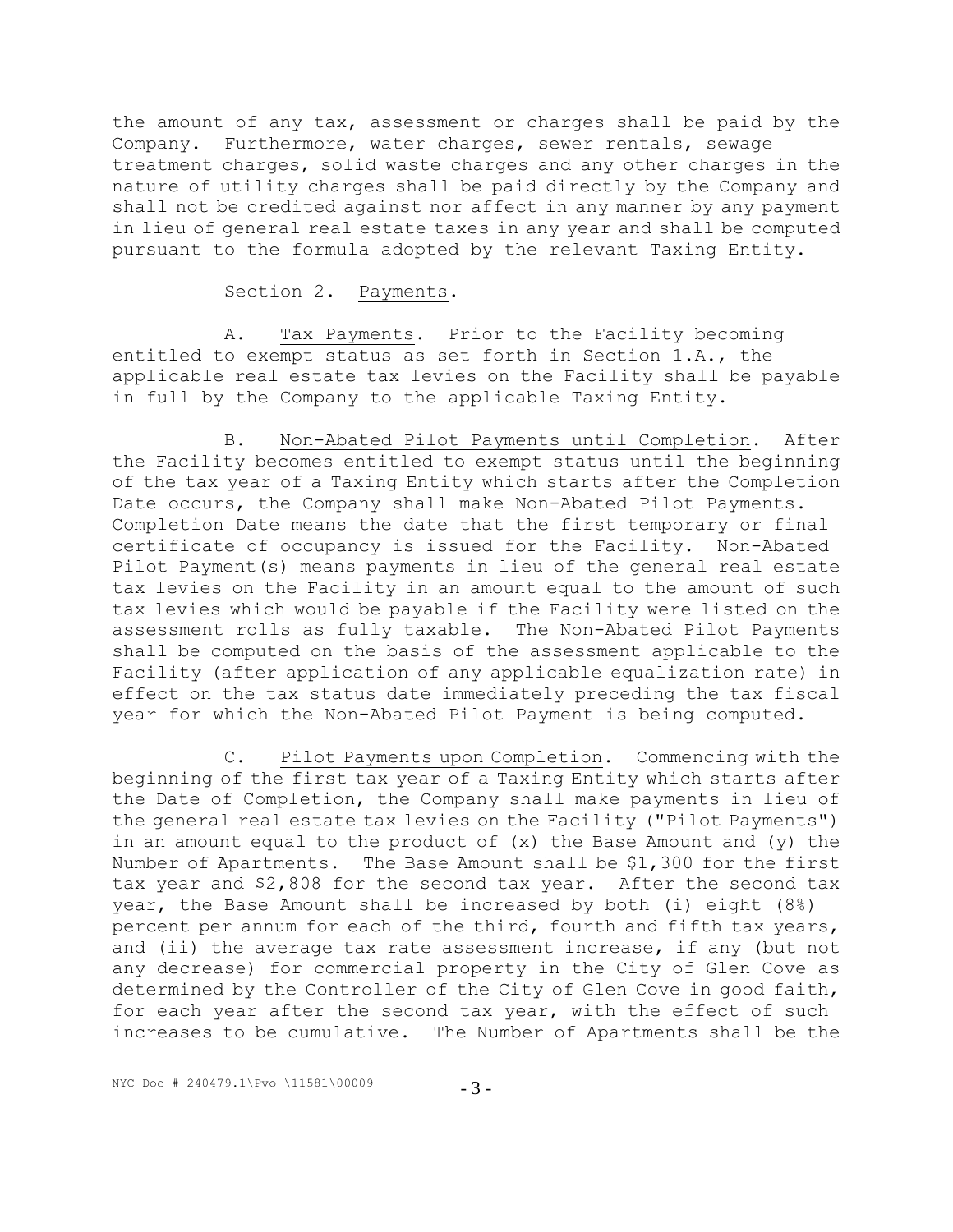the amount of any tax, assessment or charges shall be paid by the Company. Furthermore, water charges, sewer rentals, sewage treatment charges, solid waste charges and any other charges in the nature of utility charges shall be paid directly by the Company and shall not be credited against nor affect in any manner by any payment in lieu of general real estate taxes in any year and shall be computed pursuant to the formula adopted by the relevant Taxing Entity.

Section 2. Payments.

A. Tax Payments. Prior to the Facility becoming entitled to exempt status as set forth in Section 1.A., the applicable real estate tax levies on the Facility shall be payable in full by the Company to the applicable Taxing Entity.

B. Non-Abated Pilot Payments until Completion. After the Facility becomes entitled to exempt status until the beginning of the tax year of a Taxing Entity which starts after the Completion Date occurs, the Company shall make Non-Abated Pilot Payments. Completion Date means the date that the first temporary or final certificate of occupancy is issued for the Facility. Non-Abated Pilot Payment(s) means payments in lieu of the general real estate tax levies on the Facility in an amount equal to the amount of such tax levies which would be payable if the Facility were listed on the assessment rolls as fully taxable. The Non-Abated Pilot Payments shall be computed on the basis of the assessment applicable to the Facility (after application of any applicable equalization rate) in effect on the tax status date immediately preceding the tax fiscal year for which the Non-Abated Pilot Payment is being computed.

C. Pilot Payments upon Completion. Commencing with the beginning of the first tax year of a Taxing Entity which starts after the Date of Completion, the Company shall make payments in lieu of the general real estate tax levies on the Facility ("Pilot Payments") in an amount equal to the product of (x) the Base Amount and (y) the Number of Apartments. The Base Amount shall be $1,300 for the first tax year and $2,808 for the second tax year. After the second tax year, the Base Amount shall be increased by both (i) eight (8%) percent per annum for each of the third, fourth and fifth tax years, and (ii) the average tax rate assessment increase, if any (but not any decrease) for commercial property in the City of Glen Cove as determined by the Controller of the City of Glen Cove in good faith, for each year after the second tax year, with the effect of such increases to be cumulative. The Number of Apartments shall be the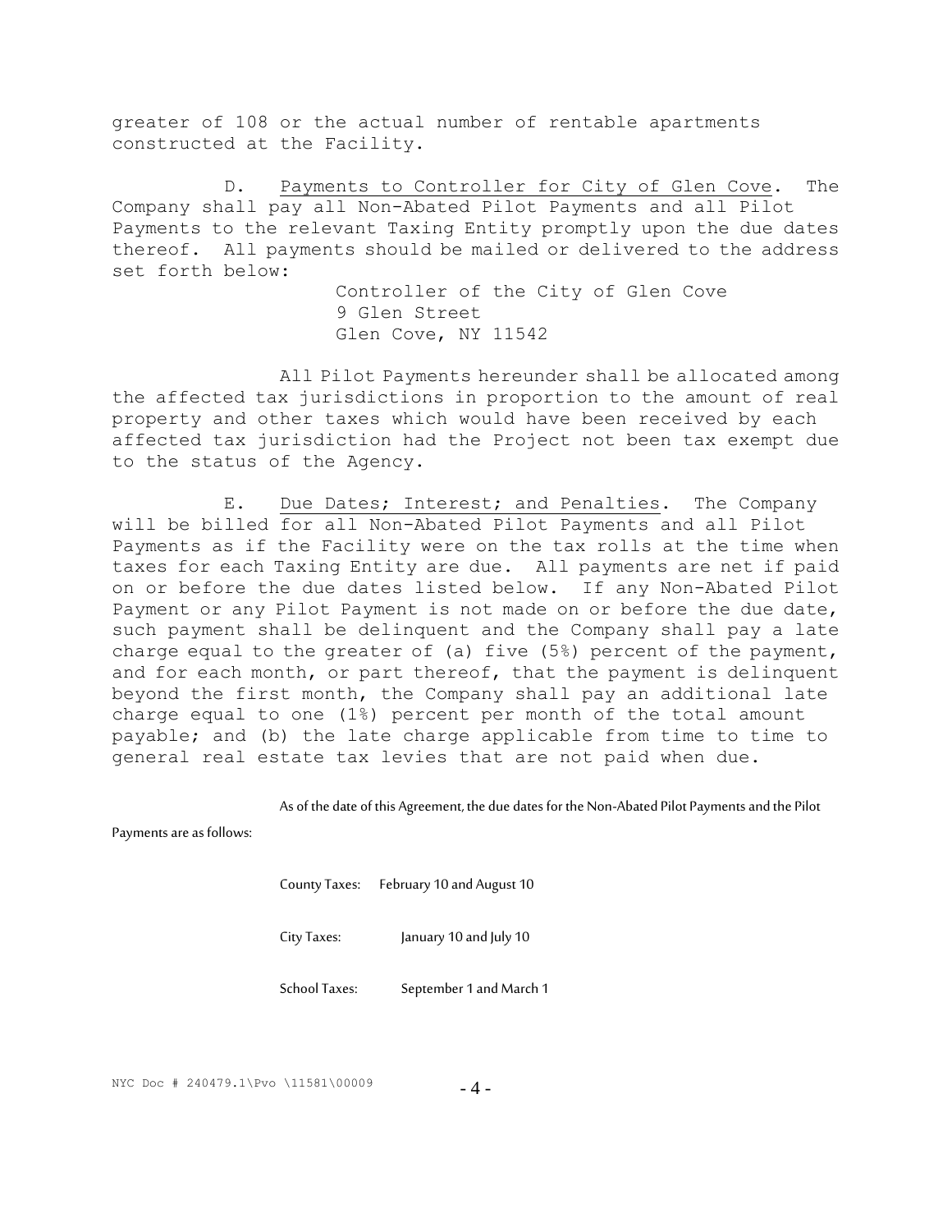greater of 108 or the actual number of rentable apartments constructed at the Facility.

D. Payments to Controller for City of Glen Cove. The Company shall pay all Non-Abated Pilot Payments and all Pilot Payments to the relevant Taxing Entity promptly upon the due dates thereof. All payments should be mailed or delivered to the address set forth below:

Controller of the City of Glen Cove
9 Glen Street
Glen Cove, NY 11542

All Pilot Payments hereunder shall be allocated among the affected tax jurisdictions in proportion to the amount of real property and other taxes which would have been received by each affected tax jurisdiction had the Project not been tax exempt due to the status of the Agency.

E. Due Dates; Interest; and Penalties. The Company will be billed for all Non-Abated Pilot Payments and all Pilot Payments as if the Facility were on the tax rolls at the time when taxes for each Taxing Entity are due. All payments are net if paid on or before the due dates listed below. If any Non-Abated Pilot Payment or any Pilot Payment is not made on or before the due date, such payment shall be delinquent and the Company shall pay a late charge equal to the greater of (a) five (5%) percent of the payment, and for each month, or part thereof, that the payment is delinquent beyond the first month, the Company shall pay an additional late charge equal to one (1%) percent per month of the total amount payable; and (b) the late charge applicable from time to time to general real estate tax levies that are not paid when due.

As of the date of this Agreement, the due dates for the Non-Abated Pilot Payments and the Pilot Payments are as follows:

County Taxes: February 10 and August 10

City Taxes: January 10 and July 10

School Taxes: September 1 and March 1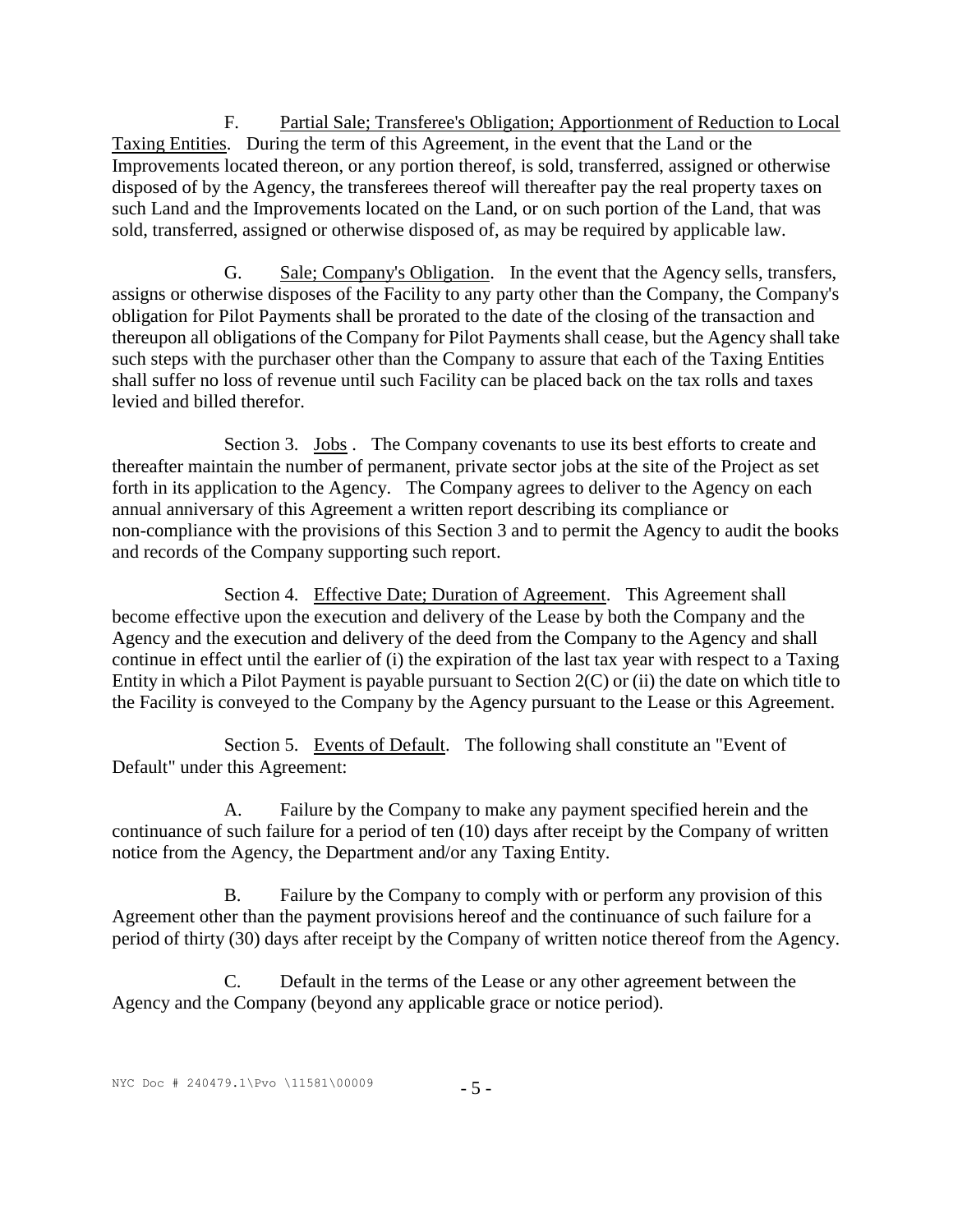F. Partial Sale; Transferee's Obligation; Apportionment of Reduction to Local Taxing Entities. During the term of this Agreement, in the event that the Land or the Improvements located thereon, or any portion thereof, is sold, transferred, assigned or otherwise disposed of by the Agency, the transferees thereof will thereafter pay the real property taxes on such Land and the Improvements located on the Land, or on such portion of the Land, that was sold, transferred, assigned or otherwise disposed of, as may be required by applicable law.

G. Sale; Company's Obligation. In the event that the Agency sells, transfers, assigns or otherwise disposes of the Facility to any party other than the Company, the Company's obligation for Pilot Payments shall be prorated to the date of the closing of the transaction and thereupon all obligations of the Company for Pilot Payments shall cease, but the Agency shall take such steps with the purchaser other than the Company to assure that each of the Taxing Entities shall suffer no loss of revenue until such Facility can be placed back on the tax rolls and taxes levied and billed therefor.

Section 3. Jobs . The Company covenants to use its best efforts to create and thereafter maintain the number of permanent, private sector jobs at the site of the Project as set forth in its application to the Agency. The Company agrees to deliver to the Agency on each annual anniversary of this Agreement a written report describing its compliance or non-compliance with the provisions of this Section 3 and to permit the Agency to audit the books and records of the Company supporting such report.

Section 4. Effective Date; Duration of Agreement. This Agreement shall become effective upon the execution and delivery of the Lease by both the Company and the Agency and the execution and delivery of the deed from the Company to the Agency and shall continue in effect until the earlier of (i) the expiration of the last tax year with respect to a Taxing Entity in which a Pilot Payment is payable pursuant to Section 2(C) or (ii) the date on which title to the Facility is conveyed to the Company by the Agency pursuant to the Lease or this Agreement.

Section 5. Events of Default. The following shall constitute an "Event of Default" under this Agreement:

A. Failure by the Company to make any payment specified herein and the continuance of such failure for a period of ten (10) days after receipt by the Company of written notice from the Agency, the Department and/or any Taxing Entity.

B. Failure by the Company to comply with or perform any provision of this Agreement other than the payment provisions hereof and the continuance of such failure for a period of thirty (30) days after receipt by the Company of written notice thereof from the Agency.

C. Default in the terms of the Lease or any other agreement between the Agency and the Company (beyond any applicable grace or notice period).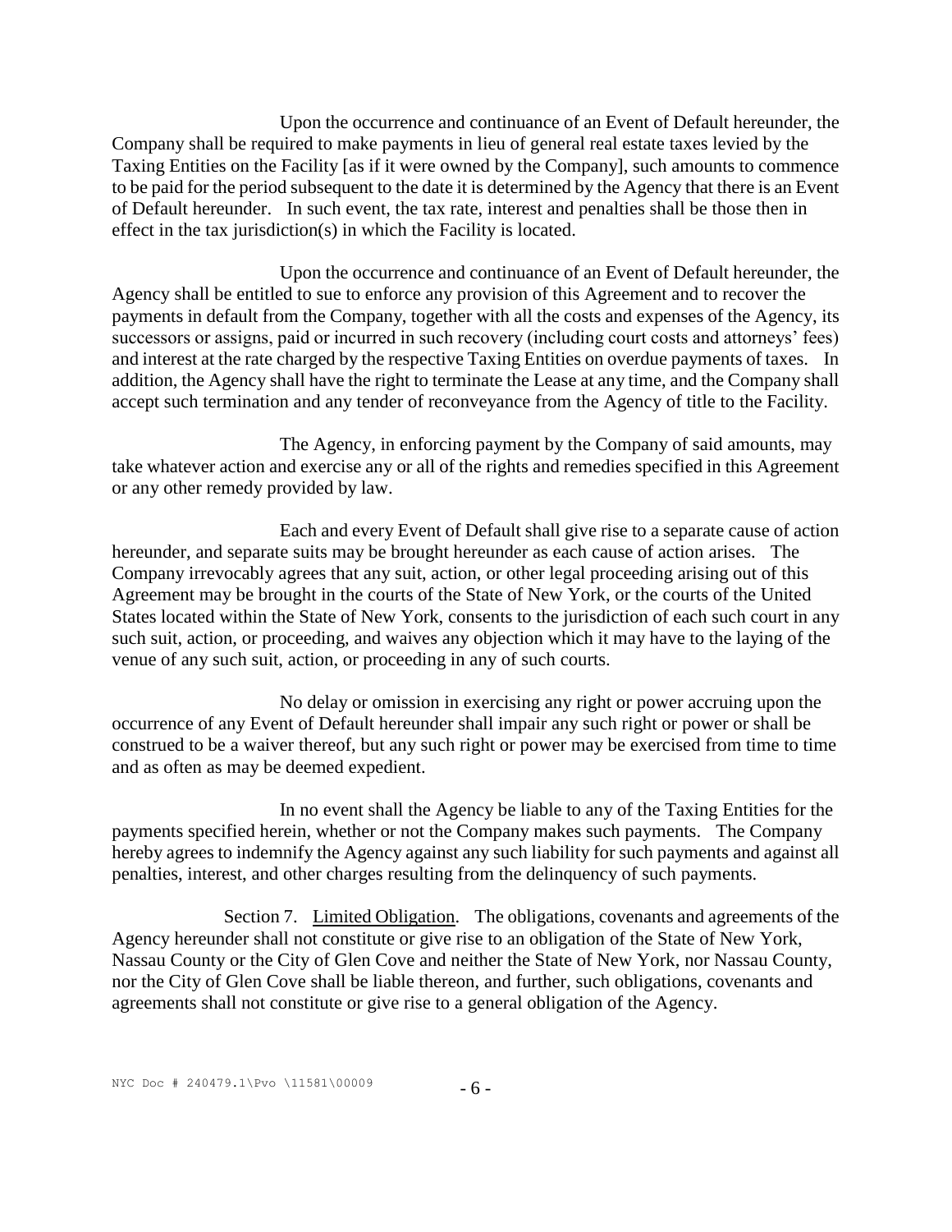Upon the occurrence and continuance of an Event of Default hereunder, the Company shall be required to make payments in lieu of general real estate taxes levied by the Taxing Entities on the Facility [as if it were owned by the Company], such amounts to commence to be paid for the period subsequent to the date it is determined by the Agency that there is an Event of Default hereunder. In such event, the tax rate, interest and penalties shall be those then in effect in the tax jurisdiction(s) in which the Facility is located.

Upon the occurrence and continuance of an Event of Default hereunder, the Agency shall be entitled to sue to enforce any provision of this Agreement and to recover the payments in default from the Company, together with all the costs and expenses of the Agency, its successors or assigns, paid or incurred in such recovery (including court costs and attorneys' fees) and interest at the rate charged by the respective Taxing Entities on overdue payments of taxes. In addition, the Agency shall have the right to terminate the Lease at any time, and the Company shall accept such termination and any tender of reconveyance from the Agency of title to the Facility.

The Agency, in enforcing payment by the Company of said amounts, may take whatever action and exercise any or all of the rights and remedies specified in this Agreement or any other remedy provided by law.

Each and every Event of Default shall give rise to a separate cause of action hereunder, and separate suits may be brought hereunder as each cause of action arises. The Company irrevocably agrees that any suit, action, or other legal proceeding arising out of this Agreement may be brought in the courts of the State of New York, or the courts of the United States located within the State of New York, consents to the jurisdiction of each such court in any such suit, action, or proceeding, and waives any objection which it may have to the laying of the venue of any such suit, action, or proceeding in any of such courts.

No delay or omission in exercising any right or power accruing upon the occurrence of any Event of Default hereunder shall impair any such right or power or shall be construed to be a waiver thereof, but any such right or power may be exercised from time to time and as often as may be deemed expedient.

In no event shall the Agency be liable to any of the Taxing Entities for the payments specified herein, whether or not the Company makes such payments. The Company hereby agrees to indemnify the Agency against any such liability for such payments and against all penalties, interest, and other charges resulting from the delinquency of such payments.

Section 7. Limited Obligation. The obligations, covenants and agreements of the Agency hereunder shall not constitute or give rise to an obligation of the State of New York, Nassau County or the City of Glen Cove and neither the State of New York, nor Nassau County, nor the City of Glen Cove shall be liable thereon, and further, such obligations, covenants and agreements shall not constitute or give rise to a general obligation of the Agency.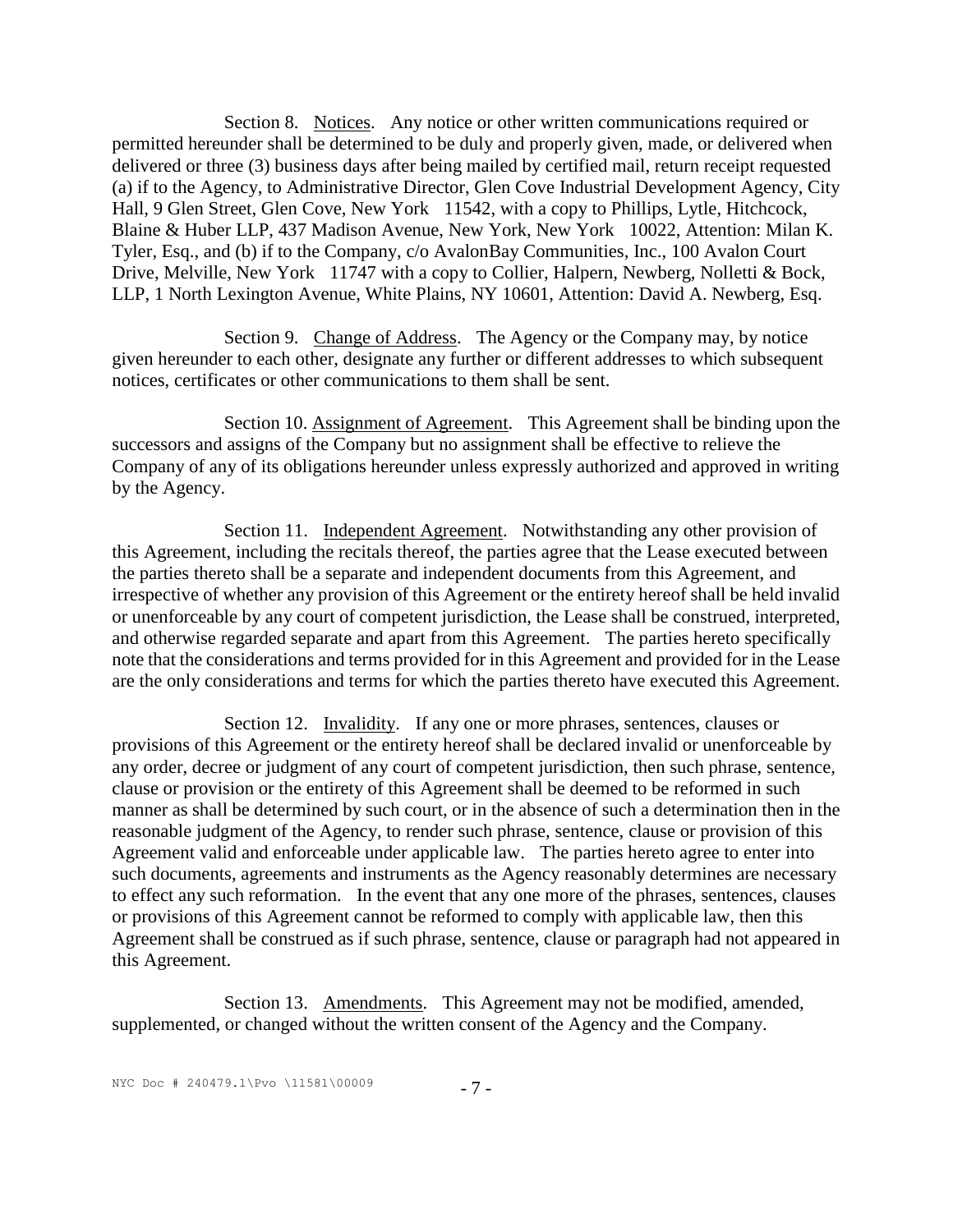Section 8. Notices. Any notice or other written communications required or permitted hereunder shall be determined to be duly and properly given, made, or delivered when delivered or three (3) business days after being mailed by certified mail, return receipt requested (a) if to the Agency, to Administrative Director, Glen Cove Industrial Development Agency, City Hall, 9 Glen Street, Glen Cove, New York 11542, with a copy to Phillips, Lytle, Hitchcock, Blaine & Huber LLP, 437 Madison Avenue, New York, New York 10022, Attention: Milan K. Tyler, Esq., and (b) if to the Company, c/o AvalonBay Communities, Inc., 100 Avalon Court Drive, Melville, New York 11747 with a copy to Collier, Halpern, Newberg, Nolletti & Bock, LLP, 1 North Lexington Avenue, White Plains, NY 10601, Attention: David A. Newberg, Esq.

Section 9. Change of Address. The Agency or the Company may, by notice given hereunder to each other, designate any further or different addresses to which subsequent notices, certificates or other communications to them shall be sent.

Section 10. Assignment of Agreement. This Agreement shall be binding upon the successors and assigns of the Company but no assignment shall be effective to relieve the Company of any of its obligations hereunder unless expressly authorized and approved in writing by the Agency.

Section 11. Independent Agreement. Notwithstanding any other provision of this Agreement, including the recitals thereof, the parties agree that the Lease executed between the parties thereto shall be a separate and independent documents from this Agreement, and irrespective of whether any provision of this Agreement or the entirety hereof shall be held invalid or unenforceable by any court of competent jurisdiction, the Lease shall be construed, interpreted, and otherwise regarded separate and apart from this Agreement. The parties hereto specifically note that the considerations and terms provided for in this Agreement and provided for in the Lease are the only considerations and terms for which the parties thereto have executed this Agreement.

Section 12. Invalidity. If any one or more phrases, sentences, clauses or provisions of this Agreement or the entirety hereof shall be declared invalid or unenforceable by any order, decree or judgment of any court of competent jurisdiction, then such phrase, sentence, clause or provision or the entirety of this Agreement shall be deemed to be reformed in such manner as shall be determined by such court, or in the absence of such a determination then in the reasonable judgment of the Agency, to render such phrase, sentence, clause or provision of this Agreement valid and enforceable under applicable law. The parties hereto agree to enter into such documents, agreements and instruments as the Agency reasonably determines are necessary to effect any such reformation. In the event that any one more of the phrases, sentences, clauses or provisions of this Agreement cannot be reformed to comply with applicable law, then this Agreement shall be construed as if such phrase, sentence, clause or paragraph had not appeared in this Agreement.

Section 13. Amendments. This Agreement may not be modified, amended, supplemented, or changed without the written consent of the Agency and the Company.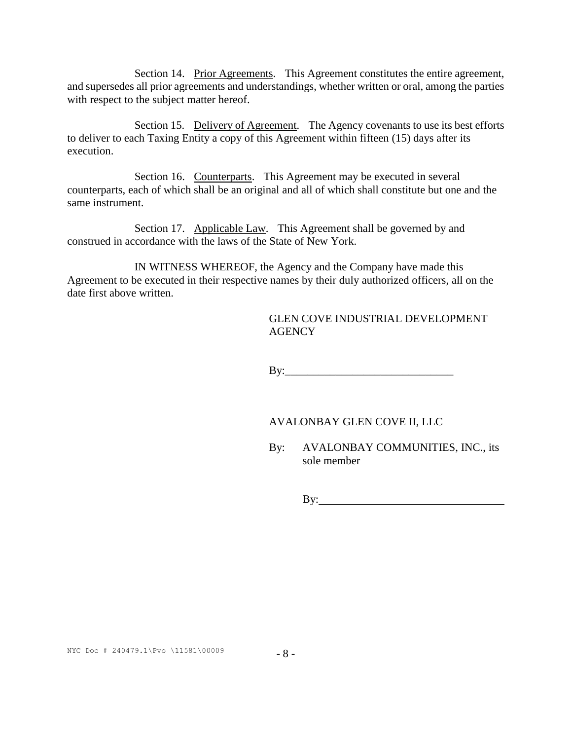Section 14. Prior Agreements. This Agreement constitutes the entire agreement, and supersedes all prior agreements and understandings, whether written or oral, among the parties with respect to the subject matter hereof.

Section 15. Delivery of Agreement. The Agency covenants to use its best efforts to deliver to each Taxing Entity a copy of this Agreement within fifteen (15) days after its execution.

Section 16. Counterparts. This Agreement may be executed in several counterparts, each of which shall be an original and all of which shall constitute but one and the same instrument.

Section 17. Applicable Law. This Agreement shall be governed by and construed in accordance with the laws of the State of New York.

IN WITNESS WHEREOF, the Agency and the Company have made this Agreement to be executed in their respective names by their duly authorized officers, all on the date first above written.

GLEN COVE INDUSTRIAL DEVELOPMENT AGENCY

By:______________________________

AVALONBAY GLEN COVE II, LLC

By: AVALONBAY COMMUNITIES, INC., its sole member

By:______________________________

NYC Doc # 240479.1\Pvo \11581\00009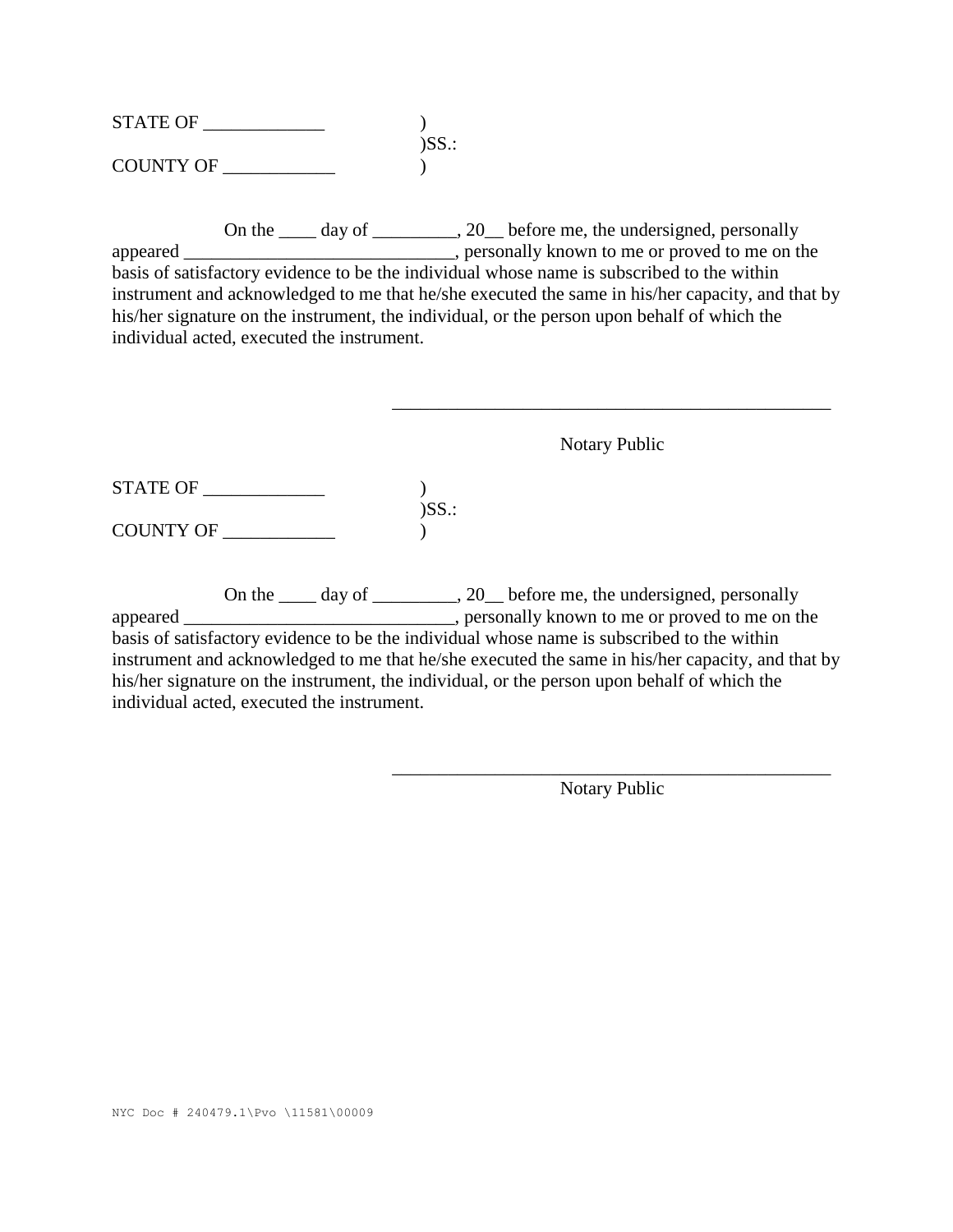STATE OF _____________ )  
)SS.:  
COUNTY OF ____________ )

On the ____ day of _________, 20__ before me, the undersigned, personally appeared ______________________________, personally known to me or proved to me on the basis of satisfactory evidence to be the individual whose name is subscribed to the within instrument and acknowledged to me that he/she executed the same in his/her capacity, and that by his/her signature on the instrument, the individual, or the person upon behalf of which the individual acted, executed the instrument.

_________________________________________________

Notary Public

STATE OF _____________ )  
)SS.:  
COUNTY OF ____________ )

On the ____ day of _________, 20__ before me, the undersigned, personally appeared ______________________________, personally known to me or proved to me on the basis of satisfactory evidence to be the individual whose name is subscribed to the within instrument and acknowledged to me that he/she executed the same in his/her capacity, and that by his/her signature on the instrument, the individual, or the person upon behalf of which the individual acted, executed the instrument.

_________________________________________________

Notary Public

NYC Doc # 240479.1\Pvo \11581\00009